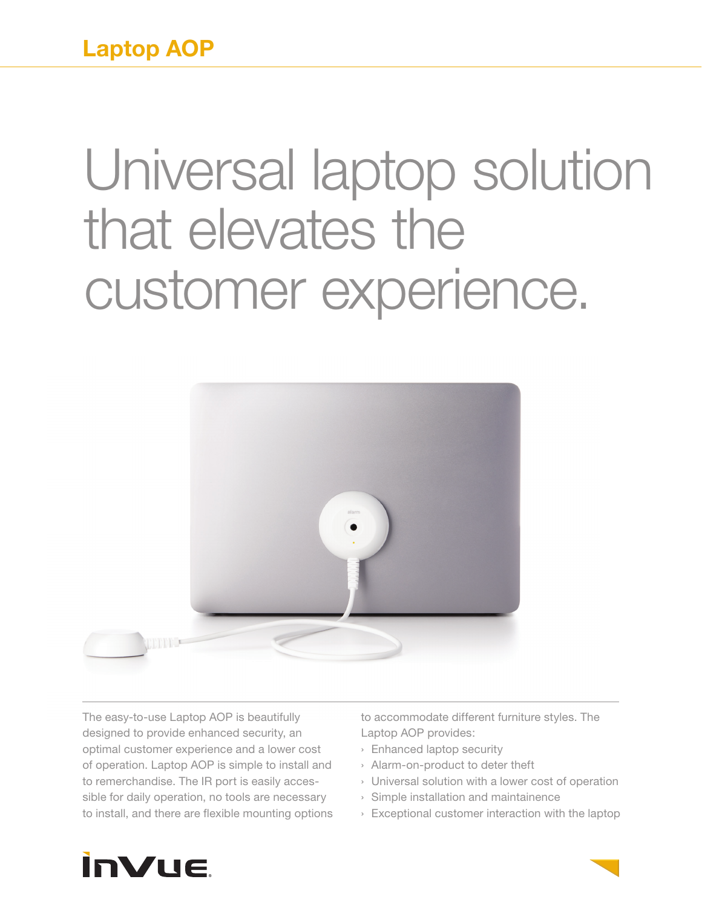# Laptop AOP

## Universal laptop solution that elevates the customer experience.

The easy-to-use Laptop AOP is beautifully designed to provide enhanced security, an optimal customer experience and a lower cost of operation. Laptop AOP is simple to install and to remerchandise. The IR port is easily accessible for daily operation, no tools are necessary to install, and there are flexible mounting options to accommodate different furniture styles. The Laptop AOP provides:

- Enhanced laptop security
- Alarm-on-product to deter theft
- Universal solution with a lower cost of operation
- Simple installation and maintainence
- Exceptional customer interaction with the laptop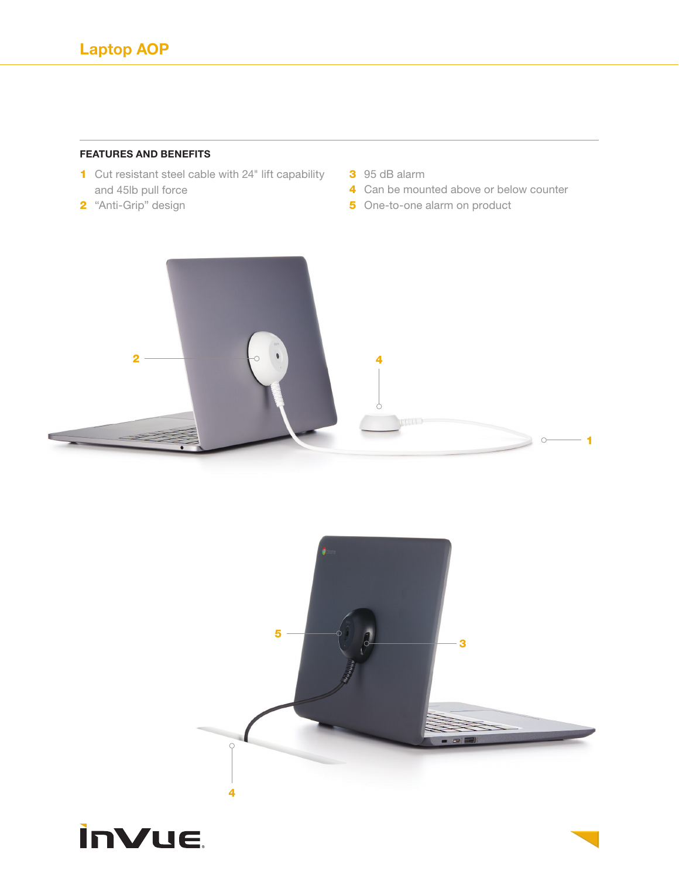# Laptop AOP

## FEATURES AND BENEFITS

1. Cut resistant steel cable with 24" lift capability and 45lb pull force
2. "Anti-Grip" design
3. 95 dB alarm
4. Can be mounted above or below counter
5. One-to-one alarm on product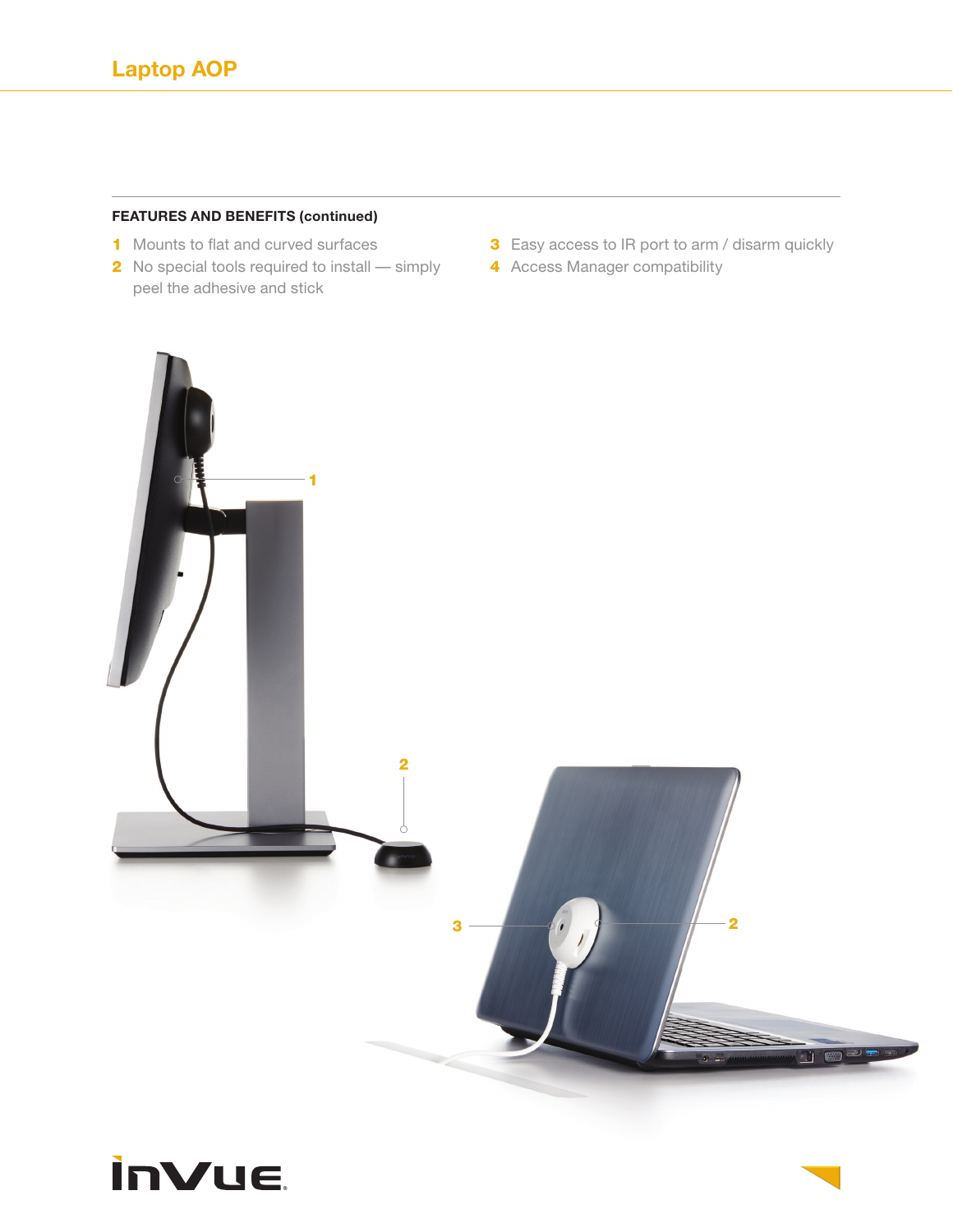## Laptop AOP

**FEATURES AND BENEFITS (continued)**

1. Mounts to flat and curved surfaces
2. No special tools required to install — simply peel the adhesive and stick
3. Easy access to IR port to arm / disarm quickly
4. Access Manager compatibility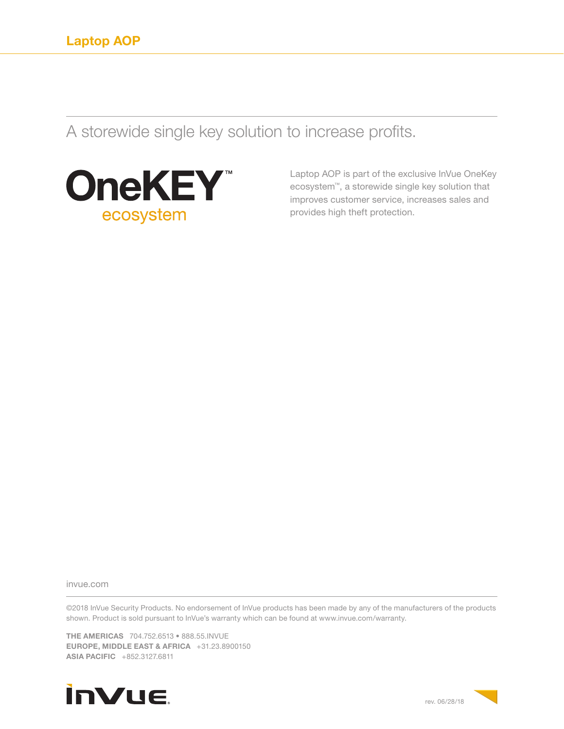## A storewide single key solution to increase profits.

OneKEY™ ecosystem

Laptop AOP is part of the exclusive InVue OneKey ecosystem™, a storewide single key solution that improves customer service, increases sales and provides high theft protection.

invue.com

©2018 InVue Security Products. No endorsement of InVue products has been made by any of the manufacturers of the products shown. Product is sold pursuant to InVue's warranty which can be found at www.invue.com/warranty.

**THE AMERICAS** 704.752.6513 • 888.55.INVUE
**EUROPE, MIDDLE EAST & AFRICA** +31.23.8900150
**ASIA PACIFIC** +852.3127.6811

InVue

rev. 06/28/18